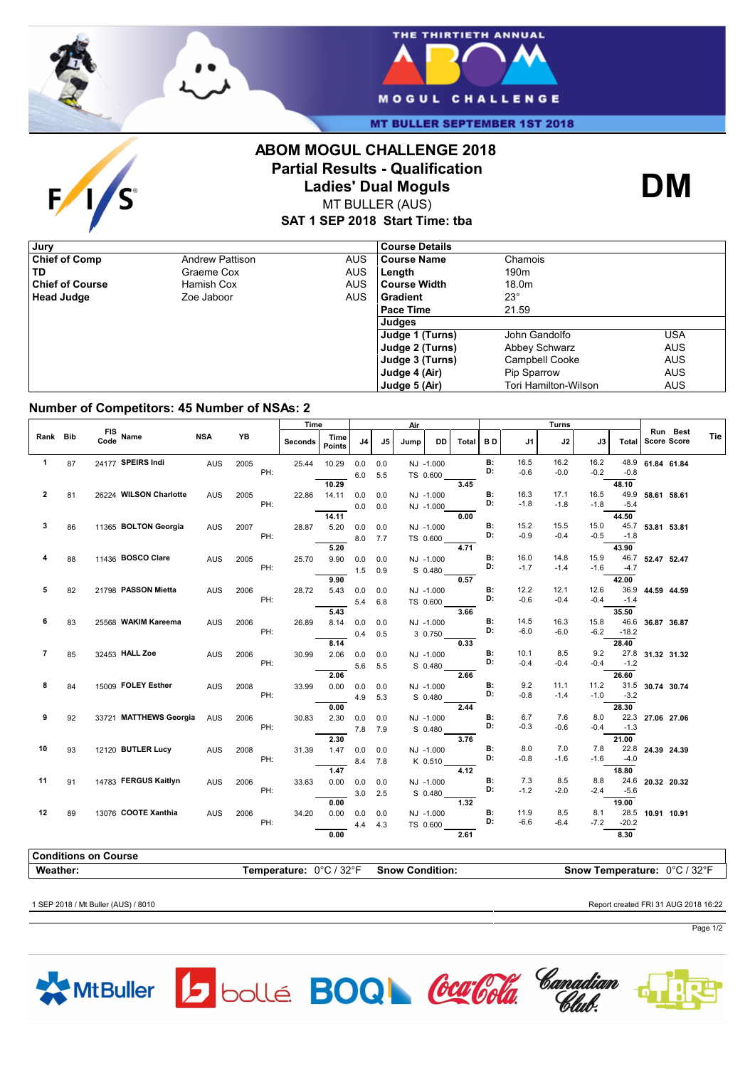# ABOM MOGUL CHALLENGE 2018

## Partial Results - Qualification

## Ladies' Dual Moguls

MT BULLER (AUS)

**SAT 1 SEP 2018 Start Time: tba**

**DM**

| Jury | | |
|---|---|---|
| **Chief of Comp** | Andrew Pattison | AUS |
| **TD** | Graeme Cox | AUS |
| **Chief of Course** | Hamish Cox | AUS |
| **Head Judge** | Zoe Jaboor | AUS |

| Course Details | | |
|---|---|---|
| **Course Name** | Chamois | |
| **Length** | 190m | |
| **Course Width** | 18.0m | |
| **Gradient** | 23° | |
| **Pace Time** | 21.59 | |
| **Judges** | | |
| **Judge 1 (Turns)** | John Gandolfo | USA |
| **Judge 2 (Turns)** | Abbey Schwarz | AUS |
| **Judge 3 (Turns)** | Campbell Cooke | AUS |
| **Judge 4 (Air)** | Pip Sparrow | AUS |
| **Judge 5 (Air)** | Tori Hamilton-Wilson | AUS |

### Number of Competitors: 45 Number of NSAs: 2

| Rank | Bib | FIS Code | Name | NSA | YB | | Time Seconds | Time Points | Air J4 | Air J5 | Air Jump | Air DD | Air Total | B D | Turns J1 | Turns J2 | Turns J3 | Turns Total | Run Score | Best Score | Tie |
|---|---|---|---|---|---|---|---|---|---|---|---|---|---|---|---|---|---|---|---|---|---|
| 1 | 87 | 24177 | **SPEIRS Indi** | AUS | 2005 | | 25.44 | 10.29 | 0.0 | 0.0 | NJ | -1.000 | | B: | 16.5 | 16.2 | 16.2 | 48.9 | **61.84** | **61.84** | |
| | | | | | | PH: | | | 6.0 | 5.5 | TS | 0.600 | | D: | -0.6 | -0.0 | -0.2 | -0.8 | | | |
| | | | | | | | | **10.29** | | | | | **3.45** | | | | | **48.10** | | | |
| 2 | 81 | 26224 | **WILSON Charlotte** | AUS | 2005 | | 22.86 | 14.11 | 0.0 | 0.0 | NJ | -1.000 | | B: | 16.3 | 17.1 | 16.5 | 49.9 | **58.61** | **58.61** | |
| | | | | | | PH: | | | 0.0 | 0.0 | NJ | -1.000 | | D: | -1.8 | -1.8 | -1.8 | -5.4 | | | |
| | | | | | | | | **14.11** | | | | | **0.00** | | | | | **44.50** | | | |
| 3 | 86 | 11365 | **BOLTON Georgia** | AUS | 2007 | | 28.87 | 5.20 | 0.0 | 0.0 | NJ | -1.000 | | B: | 15.2 | 15.5 | 15.0 | 45.7 | **53.81** | **53.81** | |
| | | | | | | PH: | | | 8.0 | 7.7 | TS | 0.600 | | D: | -0.9 | -0.4 | -0.5 | -1.8 | | | |
| | | | | | | | | **5.20** | | | | | **4.71** | | | | | **43.90** | | | |
| 4 | 88 | 11436 | **BOSCO Clare** | AUS | 2005 | | 25.70 | 9.90 | 0.0 | 0.0 | NJ | -1.000 | | B: | 16.0 | 14.8 | 15.9 | 46.7 | **52.47** | **52.47** | |
| | | | | | | PH: | | | 1.5 | 0.9 | S | 0.480 | | D: | -1.7 | -1.4 | -1.6 | -4.7 | | | |
| | | | | | | | | **9.90** | | | | | **0.57** | | | | | **42.00** | | | |
| 5 | 82 | 21798 | **PASSON Mietta** | AUS | 2006 | | 28.72 | 5.43 | 0.0 | 0.0 | NJ | -1.000 | | B: | 12.2 | 12.1 | 12.6 | 36.9 | **44.59** | **44.59** | |
| | | | | | | PH: | | | 5.4 | 6.8 | TS | 0.600 | | D: | -0.6 | -0.4 | -0.4 | -1.4 | | | |
| | | | | | | | | **5.43** | | | | | **3.66** | | | | | **35.50** | | | |
| 6 | 83 | 25568 | **WAKIM Kareema** | AUS | 2006 | | 26.89 | 8.14 | 0.0 | 0.0 | NJ | -1.000 | | B: | 14.5 | 16.3 | 15.8 | 46.6 | **36.87** | **36.87** | |
| | | | | | | PH: | | | 0.4 | 0.5 | 3 | 0.750 | | D: | -6.0 | -6.0 | -6.2 | -18.2 | | | |
| | | | | | | | | **8.14** | | | | | **0.33** | | | | | **28.40** | | | |
| 7 | 85 | 32453 | **HALL Zoe** | AUS | 2006 | | 30.99 | 2.06 | 0.0 | 0.0 | NJ | -1.000 | | B: | 10.1 | 8.5 | 9.2 | 27.8 | **31.32** | **31.32** | |
| | | | | | | PH: | | | 5.6 | 5.5 | S | 0.480 | | D: | -0.4 | -0.4 | -0.4 | -1.2 | | | |
| | | | | | | | | **2.06** | | | | | **2.66** | | | | | **26.60** | | | |
| 8 | 84 | 15009 | **FOLEY Esther** | AUS | 2008 | | 33.99 | 0.00 | 0.0 | 0.0 | NJ | -1.000 | | B: | 9.2 | 11.1 | 11.2 | 31.5 | **30.74** | **30.74** | |
| | | | | | | PH: | | | 4.9 | 5.3 | S | 0.480 | | D: | -0.8 | -1.4 | -1.0 | -3.2 | | | |
| | | | | | | | | **0.00** | | | | | **2.44** | | | | | **28.30** | | | |
| 9 | 92 | 33721 | **MATTHEWS Georgia** | AUS | 2006 | | 30.83 | 2.30 | 0.0 | 0.0 | NJ | -1.000 | | B: | 6.7 | 7.6 | 8.0 | 22.3 | **27.06** | **27.06** | |
| | | | | | | PH: | | | 7.8 | 7.9 | S | 0.480 | | D: | -0.3 | -0.6 | -0.4 | -1.3 | | | |
| | | | | | | | | **2.30** | | | | | **3.76** | | | | | **21.00** | | | |
| 10 | 93 | 12120 | **BUTLER Lucy** | AUS | 2008 | | 31.39 | 1.47 | 0.0 | 0.0 | NJ | -1.000 | | B: | 8.0 | 7.0 | 7.8 | 22.8 | **24.39** | **24.39** | |
| | | | | | | PH: | | | 8.4 | 7.8 | K | 0.510 | | D: | -0.8 | -1.6 | -1.6 | -4.0 | | | |
| | | | | | | | | **1.47** | | | | | **4.12** | | | | | **18.80** | | | |
| 11 | 91 | 14783 | **FERGUS Kaitlyn** | AUS | 2006 | | 33.63 | 0.00 | 0.0 | 0.0 | NJ | -1.000 | | B: | 7.3 | 8.5 | 8.8 | 24.6 | **20.32** | **20.32** | |
| | | | | | | PH: | | | 3.0 | 2.5 | S | 0.480 | | D: | -1.2 | -2.0 | -2.4 | -5.6 | | | |
| | | | | | | | | **0.00** | | | | | **1.32** | | | | | **19.00** | | | |
| 12 | 89 | 13076 | **COOTE Xanthia** | AUS | 2006 | | 34.20 | 0.00 | 0.0 | 0.0 | NJ | -1.000 | | B: | 11.9 | 8.5 | 8.1 | 28.5 | **10.91** | **10.91** | |
| | | | | | | PH: | | | 4.4 | 4.3 | TS | 0.600 | | D: | -6.6 | -6.4 | -7.2 | -20.2 | | | |
| | | | | | | | | **0.00** | | | | | **2.61** | | | | | **8.30** | | | |

| Conditions on Course | | | |
|---|---|---|---|
| **Weather:** | **Temperature:** 0°C / 32°F | **Snow Condition:** | **Snow Temperature:** 0°C / 32°F |

1 SEP 2018 / Mt Buller (AUS) / 8010

Report created FRI 31 AUG 2018 16:22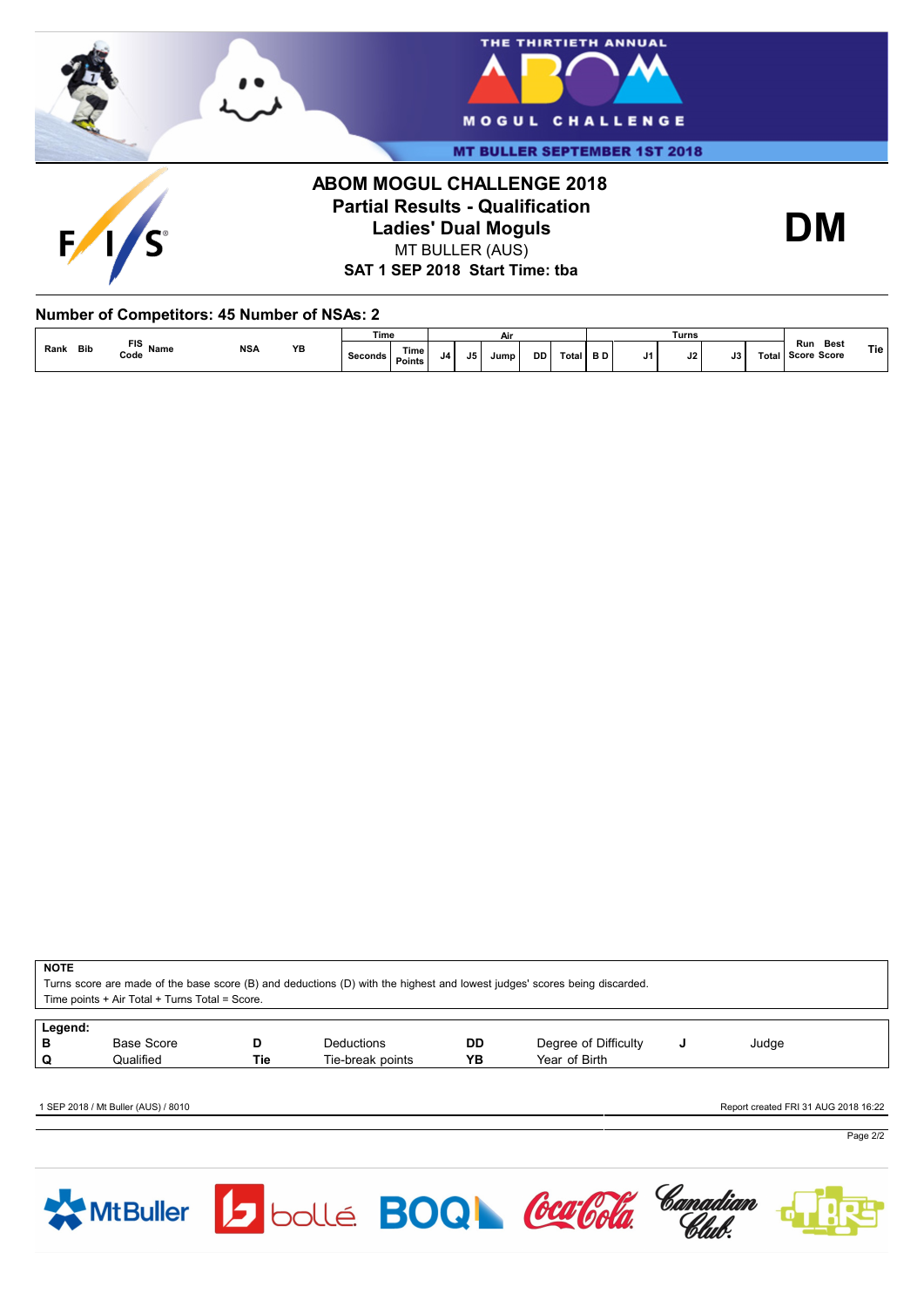# ABOM MOGUL CHALLENGE 2018

## Partial Results - Qualification

## Ladies' Dual Moguls

MT BULLER (AUS)

**SAT 1 SEP 2018 Start Time: tba**

**DM**

**Number of Competitors: 45 Number of NSAs: 2**

| Rank | Bib | FIS Code | Name | NSA | YB | Time | | Air | | | | | Turns | | | | | Run Score | Best Score | Tie |
|---|---|---|---|---|---|---|---|---|---|---|---|---|---|---|---|---|---|---|---|---|
| | | | | | | Seconds | Time Points | J4 | J5 | Jump | DD | Total | B D | J1 | J2 | J3 | Total | | | |

**NOTE**

Turns score are made of the base score (B) and deductions (D) with the highest and lowest judges' scores being discarded.
Time points + Air Total + Turns Total = Score.

**Legend:**

| | | | | | | | |
|---|---|---|---|---|---|---|---|
| **B** | Base Score | **D** | Deductions | **DD** | Degree of Difficulty | **J** | Judge |
| **Q** | Qualified | **Tie** | Tie-break points | **YB** | Year of Birth | | |

1 SEP 2018 / Mt Buller (AUS) / 8010

Report created FRI 31 AUG 2018 16:22